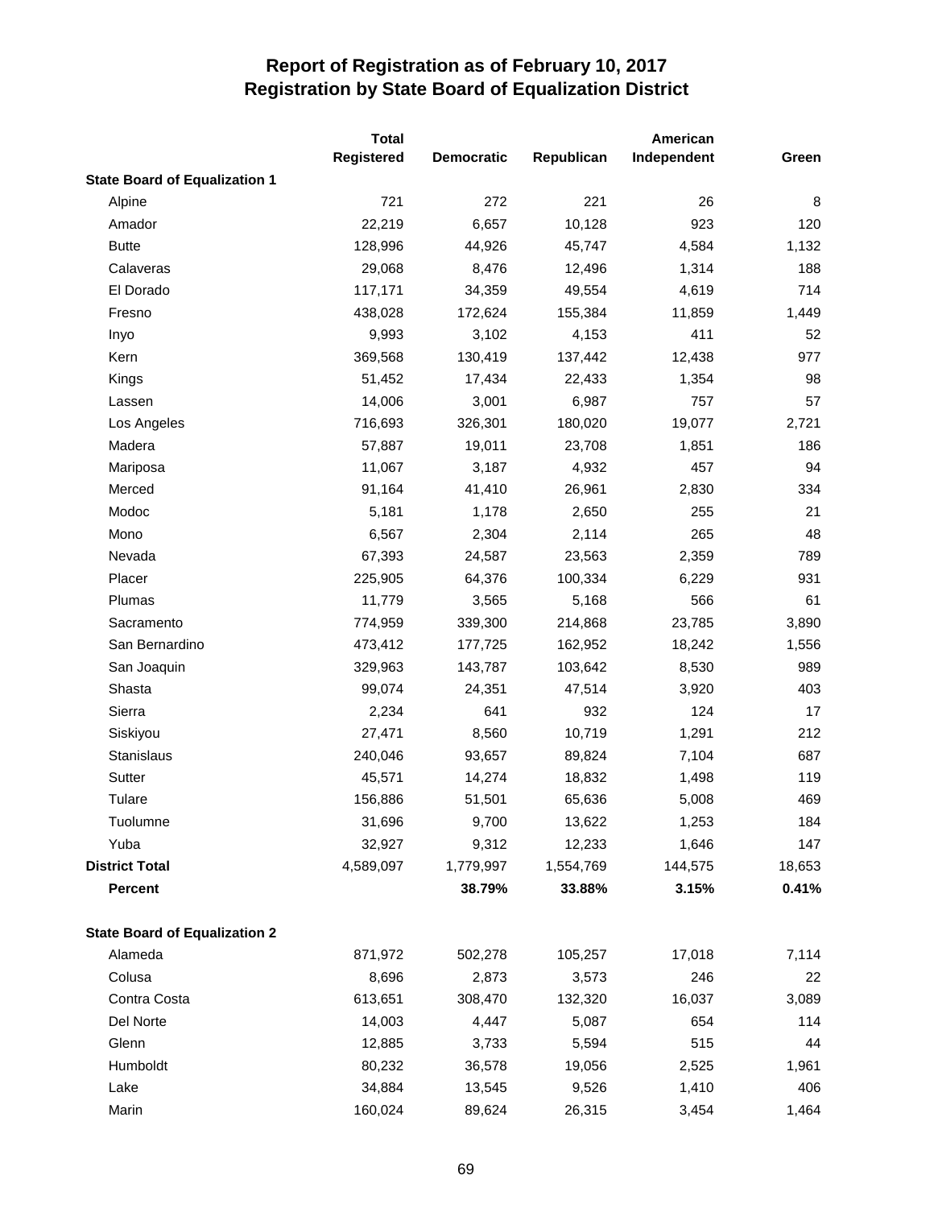# Report of Registration as of February 10, 2017
## Registration by State Board of Equalization District

| | Total Registered | Democratic | Republican | American Independent | Green |
|---|---|---|---|---|---|
| **State Board of Equalization 1** | | | | | |
| Alpine | 721 | 272 | 221 | 26 | 8 |
| Amador | 22,219 | 6,657 | 10,128 | 923 | 120 |
| Butte | 128,996 | 44,926 | 45,747 | 4,584 | 1,132 |
| Calaveras | 29,068 | 8,476 | 12,496 | 1,314 | 188 |
| El Dorado | 117,171 | 34,359 | 49,554 | 4,619 | 714 |
| Fresno | 438,028 | 172,624 | 155,384 | 11,859 | 1,449 |
| Inyo | 9,993 | 3,102 | 4,153 | 411 | 52 |
| Kern | 369,568 | 130,419 | 137,442 | 12,438 | 977 |
| Kings | 51,452 | 17,434 | 22,433 | 1,354 | 98 |
| Lassen | 14,006 | 3,001 | 6,987 | 757 | 57 |
| Los Angeles | 716,693 | 326,301 | 180,020 | 19,077 | 2,721 |
| Madera | 57,887 | 19,011 | 23,708 | 1,851 | 186 |
| Mariposa | 11,067 | 3,187 | 4,932 | 457 | 94 |
| Merced | 91,164 | 41,410 | 26,961 | 2,830 | 334 |
| Modoc | 5,181 | 1,178 | 2,650 | 255 | 21 |
| Mono | 6,567 | 2,304 | 2,114 | 265 | 48 |
| Nevada | 67,393 | 24,587 | 23,563 | 2,359 | 789 |
| Placer | 225,905 | 64,376 | 100,334 | 6,229 | 931 |
| Plumas | 11,779 | 3,565 | 5,168 | 566 | 61 |
| Sacramento | 774,959 | 339,300 | 214,868 | 23,785 | 3,890 |
| San Bernardino | 473,412 | 177,725 | 162,952 | 18,242 | 1,556 |
| San Joaquin | 329,963 | 143,787 | 103,642 | 8,530 | 989 |
| Shasta | 99,074 | 24,351 | 47,514 | 3,920 | 403 |
| Sierra | 2,234 | 641 | 932 | 124 | 17 |
| Siskiyou | 27,471 | 8,560 | 10,719 | 1,291 | 212 |
| Stanislaus | 240,046 | 93,657 | 89,824 | 7,104 | 687 |
| Sutter | 45,571 | 14,274 | 18,832 | 1,498 | 119 |
| Tulare | 156,886 | 51,501 | 65,636 | 5,008 | 469 |
| Tuolumne | 31,696 | 9,700 | 13,622 | 1,253 | 184 |
| Yuba | 32,927 | 9,312 | 12,233 | 1,646 | 147 |
| **District Total** | 4,589,097 | 1,779,997 | 1,554,769 | 144,575 | 18,653 |
| **Percent** | | **38.79%** | **33.88%** | **3.15%** | **0.41%** |
| **State Board of Equalization 2** | | | | | |
| Alameda | 871,972 | 502,278 | 105,257 | 17,018 | 7,114 |
| Colusa | 8,696 | 2,873 | 3,573 | 246 | 22 |
| Contra Costa | 613,651 | 308,470 | 132,320 | 16,037 | 3,089 |
| Del Norte | 14,003 | 4,447 | 5,087 | 654 | 114 |
| Glenn | 12,885 | 3,733 | 5,594 | 515 | 44 |
| Humboldt | 80,232 | 36,578 | 19,056 | 2,525 | 1,961 |
| Lake | 34,884 | 13,545 | 9,526 | 1,410 | 406 |
| Marin | 160,024 | 89,624 | 26,315 | 3,454 | 1,464 |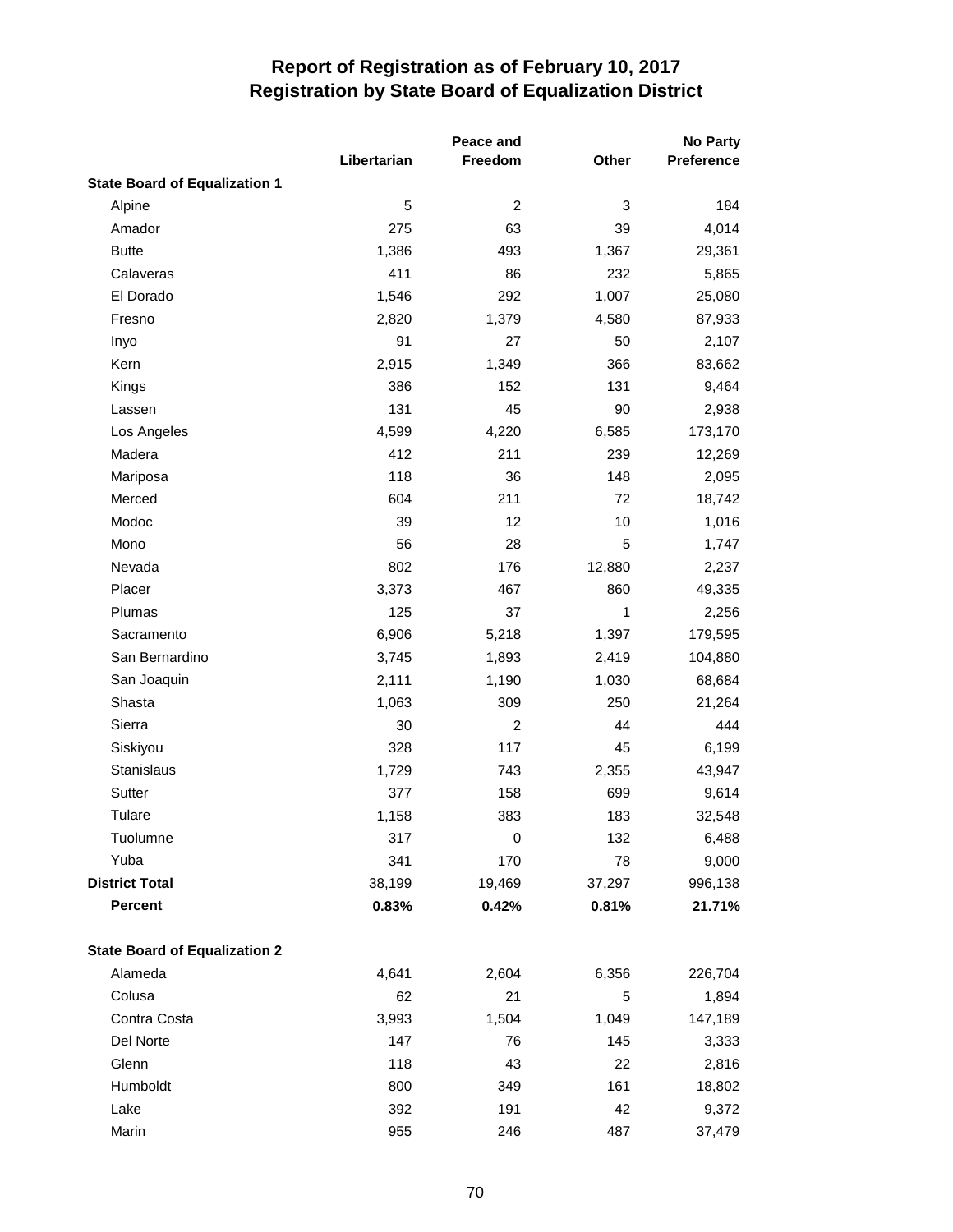# Report of Registration as of February 10, 2017
## Registration by State Board of Equalization District

| | Libertarian | Peace and Freedom | Other | No Party Preference |
|---|---|---|---|---|
| **State Board of Equalization 1** | | | | |
| Alpine | 5 | 2 | 3 | 184 |
| Amador | 275 | 63 | 39 | 4,014 |
| Butte | 1,386 | 493 | 1,367 | 29,361 |
| Calaveras | 411 | 86 | 232 | 5,865 |
| El Dorado | 1,546 | 292 | 1,007 | 25,080 |
| Fresno | 2,820 | 1,379 | 4,580 | 87,933 |
| Inyo | 91 | 27 | 50 | 2,107 |
| Kern | 2,915 | 1,349 | 366 | 83,662 |
| Kings | 386 | 152 | 131 | 9,464 |
| Lassen | 131 | 45 | 90 | 2,938 |
| Los Angeles | 4,599 | 4,220 | 6,585 | 173,170 |
| Madera | 412 | 211 | 239 | 12,269 |
| Mariposa | 118 | 36 | 148 | 2,095 |
| Merced | 604 | 211 | 72 | 18,742 |
| Modoc | 39 | 12 | 10 | 1,016 |
| Mono | 56 | 28 | 5 | 1,747 |
| Nevada | 802 | 176 | 12,880 | 2,237 |
| Placer | 3,373 | 467 | 860 | 49,335 |
| Plumas | 125 | 37 | 1 | 2,256 |
| Sacramento | 6,906 | 5,218 | 1,397 | 179,595 |
| San Bernardino | 3,745 | 1,893 | 2,419 | 104,880 |
| San Joaquin | 2,111 | 1,190 | 1,030 | 68,684 |
| Shasta | 1,063 | 309 | 250 | 21,264 |
| Sierra | 30 | 2 | 44 | 444 |
| Siskiyou | 328 | 117 | 45 | 6,199 |
| Stanislaus | 1,729 | 743 | 2,355 | 43,947 |
| Sutter | 377 | 158 | 699 | 9,614 |
| Tulare | 1,158 | 383 | 183 | 32,548 |
| Tuolumne | 317 | 0 | 132 | 6,488 |
| Yuba | 341 | 170 | 78 | 9,000 |
| **District Total** | 38,199 | 19,469 | 37,297 | 996,138 |
| **Percent** | **0.83%** | **0.42%** | **0.81%** | **21.71%** |
| | | | | |
| **State Board of Equalization 2** | | | | |
| Alameda | 4,641 | 2,604 | 6,356 | 226,704 |
| Colusa | 62 | 21 | 5 | 1,894 |
| Contra Costa | 3,993 | 1,504 | 1,049 | 147,189 |
| Del Norte | 147 | 76 | 145 | 3,333 |
| Glenn | 118 | 43 | 22 | 2,816 |
| Humboldt | 800 | 349 | 161 | 18,802 |
| Lake | 392 | 191 | 42 | 9,372 |
| Marin | 955 | 246 | 487 | 37,479 |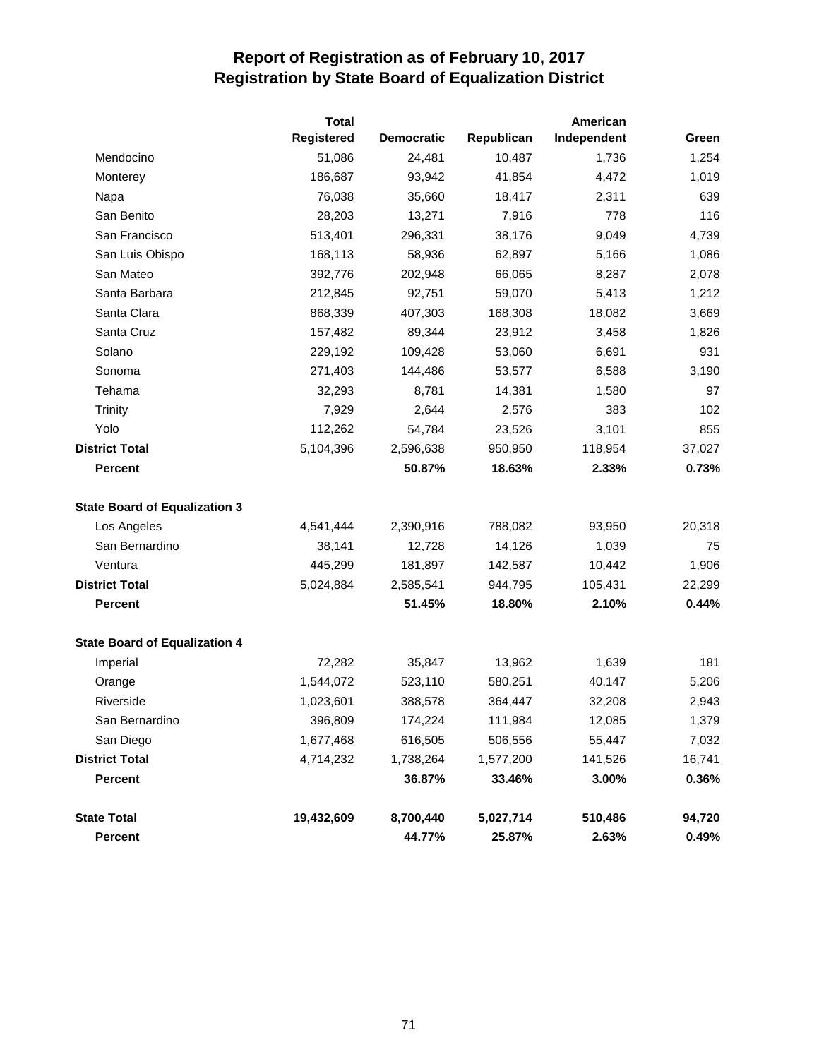# Report of Registration as of February 10, 2017
## Registration by State Board of Equalization District

| | Total Registered | Democratic | Republican | American Independent | Green |
|---|---|---|---|---|---|
| Mendocino | 51,086 | 24,481 | 10,487 | 1,736 | 1,254 |
| Monterey | 186,687 | 93,942 | 41,854 | 4,472 | 1,019 |
| Napa | 76,038 | 35,660 | 18,417 | 2,311 | 639 |
| San Benito | 28,203 | 13,271 | 7,916 | 778 | 116 |
| San Francisco | 513,401 | 296,331 | 38,176 | 9,049 | 4,739 |
| San Luis Obispo | 168,113 | 58,936 | 62,897 | 5,166 | 1,086 |
| San Mateo | 392,776 | 202,948 | 66,065 | 8,287 | 2,078 |
| Santa Barbara | 212,845 | 92,751 | 59,070 | 5,413 | 1,212 |
| Santa Clara | 868,339 | 407,303 | 168,308 | 18,082 | 3,669 |
| Santa Cruz | 157,482 | 89,344 | 23,912 | 3,458 | 1,826 |
| Solano | 229,192 | 109,428 | 53,060 | 6,691 | 931 |
| Sonoma | 271,403 | 144,486 | 53,577 | 6,588 | 3,190 |
| Tehama | 32,293 | 8,781 | 14,381 | 1,580 | 97 |
| Trinity | 7,929 | 2,644 | 2,576 | 383 | 102 |
| Yolo | 112,262 | 54,784 | 23,526 | 3,101 | 855 |
| **District Total** | 5,104,396 | 2,596,638 | 950,950 | 118,954 | 37,027 |
| **Percent** | | **50.87%** | **18.63%** | **2.33%** | **0.73%** |
| **State Board of Equalization 3** | | | | | |
| Los Angeles | 4,541,444 | 2,390,916 | 788,082 | 93,950 | 20,318 |
| San Bernardino | 38,141 | 12,728 | 14,126 | 1,039 | 75 |
| Ventura | 445,299 | 181,897 | 142,587 | 10,442 | 1,906 |
| **District Total** | 5,024,884 | 2,585,541 | 944,795 | 105,431 | 22,299 |
| **Percent** | | **51.45%** | **18.80%** | **2.10%** | **0.44%** |
| **State Board of Equalization 4** | | | | | |
| Imperial | 72,282 | 35,847 | 13,962 | 1,639 | 181 |
| Orange | 1,544,072 | 523,110 | 580,251 | 40,147 | 5,206 |
| Riverside | 1,023,601 | 388,578 | 364,447 | 32,208 | 2,943 |
| San Bernardino | 396,809 | 174,224 | 111,984 | 12,085 | 1,379 |
| San Diego | 1,677,468 | 616,505 | 506,556 | 55,447 | 7,032 |
| **District Total** | 4,714,232 | 1,738,264 | 1,577,200 | 141,526 | 16,741 |
| **Percent** | | **36.87%** | **33.46%** | **3.00%** | **0.36%** |
| **State Total** | **19,432,609** | **8,700,440** | **5,027,714** | **510,486** | **94,720** |
| **Percent** | | **44.77%** | **25.87%** | **2.63%** | **0.49%** |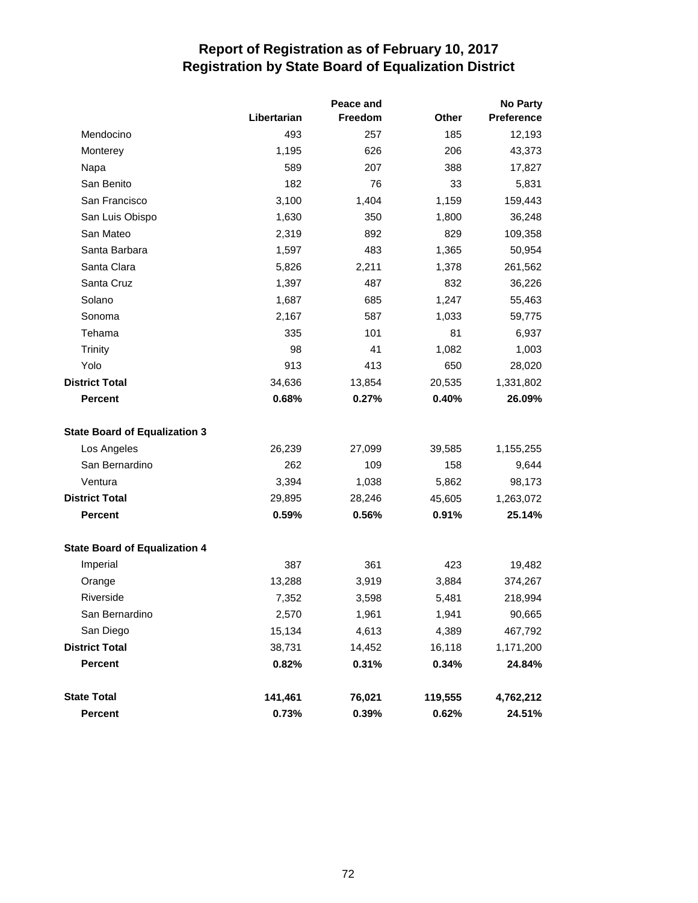# Report of Registration as of February 10, 2017
## Registration by State Board of Equalization District

| | Libertarian | Peace and Freedom | Other | No Party Preference |
|---|---|---|---|---|
| Mendocino | 493 | 257 | 185 | 12,193 |
| Monterey | 1,195 | 626 | 206 | 43,373 |
| Napa | 589 | 207 | 388 | 17,827 |
| San Benito | 182 | 76 | 33 | 5,831 |
| San Francisco | 3,100 | 1,404 | 1,159 | 159,443 |
| San Luis Obispo | 1,630 | 350 | 1,800 | 36,248 |
| San Mateo | 2,319 | 892 | 829 | 109,358 |
| Santa Barbara | 1,597 | 483 | 1,365 | 50,954 |
| Santa Clara | 5,826 | 2,211 | 1,378 | 261,562 |
| Santa Cruz | 1,397 | 487 | 832 | 36,226 |
| Solano | 1,687 | 685 | 1,247 | 55,463 |
| Sonoma | 2,167 | 587 | 1,033 | 59,775 |
| Tehama | 335 | 101 | 81 | 6,937 |
| Trinity | 98 | 41 | 1,082 | 1,003 |
| Yolo | 913 | 413 | 650 | 28,020 |
| **District Total** | 34,636 | 13,854 | 20,535 | 1,331,802 |
| **Percent** | **0.68%** | **0.27%** | **0.40%** | **26.09%** |
| **State Board of Equalization 3** | | | | |
| Los Angeles | 26,239 | 27,099 | 39,585 | 1,155,255 |
| San Bernardino | 262 | 109 | 158 | 9,644 |
| Ventura | 3,394 | 1,038 | 5,862 | 98,173 |
| **District Total** | 29,895 | 28,246 | 45,605 | 1,263,072 |
| **Percent** | **0.59%** | **0.56%** | **0.91%** | **25.14%** |
| **State Board of Equalization 4** | | | | |
| Imperial | 387 | 361 | 423 | 19,482 |
| Orange | 13,288 | 3,919 | 3,884 | 374,267 |
| Riverside | 7,352 | 3,598 | 5,481 | 218,994 |
| San Bernardino | 2,570 | 1,961 | 1,941 | 90,665 |
| San Diego | 15,134 | 4,613 | 4,389 | 467,792 |
| **District Total** | 38,731 | 14,452 | 16,118 | 1,171,200 |
| **Percent** | **0.82%** | **0.31%** | **0.34%** | **24.84%** |
| **State Total** | **141,461** | **76,021** | **119,555** | **4,762,212** |
| **Percent** | **0.73%** | **0.39%** | **0.62%** | **24.51%** |